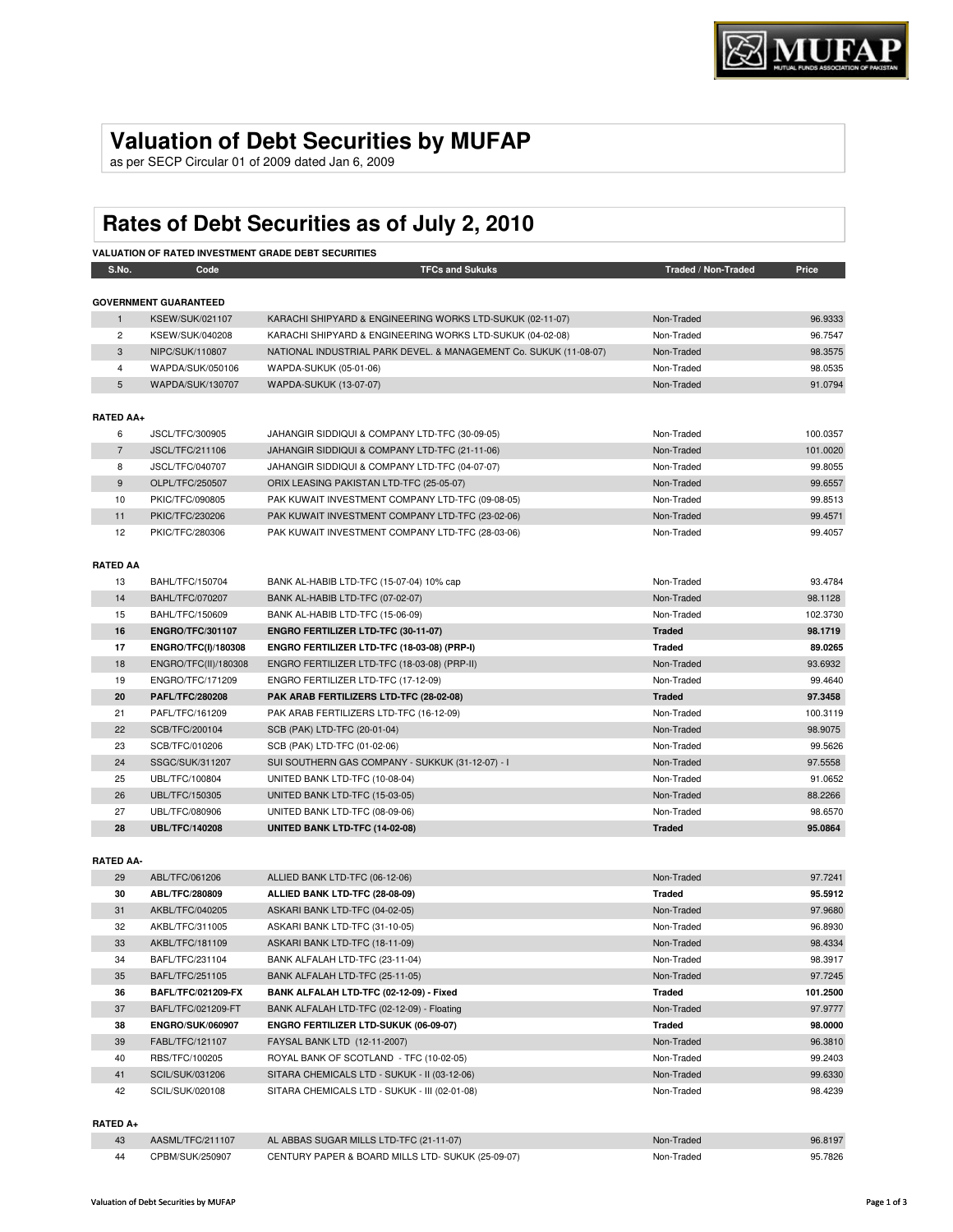# Valuation of Debt Securities by MUFAP

as per SECP Circular 01 of 2009 dated Jan 6, 2009

## Rates of Debt Securities as of July 2, 2010

**VALUATION OF RATED INVESTMENT GRADE DEBT SECURITIES**

| S.No. | Code | TFCs and Sukuks | Traded / Non-Traded | Price |
|---|---|---|---|---|
| **GOVERNMENT GUARANTEED** | | | | |
| 1 | KSEW/SUK/021107 | KARACHI SHIPYARD & ENGINEERING WORKS LTD-SUKUK (02-11-07) | Non-Traded | 96.9333 |
| 2 | KSEW/SUK/040208 | KARACHI SHIPYARD & ENGINEERING WORKS LTD-SUKUK (04-02-08) | Non-Traded | 96.7547 |
| 3 | NIPC/SUK/110807 | NATIONAL INDUSTRIAL PARK DEVEL. & MANAGEMENT Co. SUKUK (11-08-07) | Non-Traded | 98.3575 |
| 4 | WAPDA/SUK/050106 | WAPDA-SUKUK (05-01-06) | Non-Traded | 98.0535 |
| 5 | WAPDA/SUK/130707 | WAPDA-SUKUK (13-07-07) | Non-Traded | 91.0794 |
| **RATED AA+** | | | | |
| 6 | JSCL/TFC/300905 | JAHANGIR SIDDIQUI & COMPANY LTD-TFC (30-09-05) | Non-Traded | 100.0357 |
| 7 | JSCL/TFC/211106 | JAHANGIR SIDDIQUI & COMPANY LTD-TFC (21-11-06) | Non-Traded | 101.0020 |
| 8 | JSCL/TFC/040707 | JAHANGIR SIDDIQUI & COMPANY LTD-TFC (04-07-07) | Non-Traded | 99.8055 |
| 9 | OLPL/TFC/250507 | ORIX LEASING PAKISTAN LTD-TFC (25-05-07) | Non-Traded | 99.6557 |
| 10 | PKIC/TFC/090805 | PAK KUWAIT INVESTMENT COMPANY LTD-TFC (09-08-05) | Non-Traded | 99.8513 |
| 11 | PKIC/TFC/230206 | PAK KUWAIT INVESTMENT COMPANY LTD-TFC (23-02-06) | Non-Traded | 99.4571 |
| 12 | PKIC/TFC/280306 | PAK KUWAIT INVESTMENT COMPANY LTD-TFC (28-03-06) | Non-Traded | 99.4057 |
| **RATED AA** | | | | |
| 13 | BAHL/TFC/150704 | BANK AL-HABIB LTD-TFC (15-07-04) 10% cap | Non-Traded | 93.4784 |
| 14 | BAHL/TFC/070207 | BANK AL-HABIB LTD-TFC (07-02-07) | Non-Traded | 98.1128 |
| 15 | BAHL/TFC/150609 | BANK AL-HABIB LTD-TFC (15-06-09) | Non-Traded | 102.3730 |
| **16** | **ENGRO/TFC/301107** | **ENGRO FERTILIZER LTD-TFC (30-11-07)** | **Traded** | **98.1719** |
| **17** | **ENGRO/TFC(I)/180308** | **ENGRO FERTILIZER LTD-TFC (18-03-08) (PRP-I)** | **Traded** | **89.0265** |
| 18 | ENGRO/TFC(II)/180308 | ENGRO FERTILIZER LTD-TFC (18-03-08) (PRP-II) | Non-Traded | 93.6932 |
| 19 | ENGRO/TFC/171209 | ENGRO FERTILIZER LTD-TFC (17-12-09) | Non-Traded | 99.4640 |
| **20** | **PAFL/TFC/280208** | **PAK ARAB FERTILIZERS LTD-TFC (28-02-08)** | **Traded** | **97.3458** |
| 21 | PAFL/TFC/161209 | PAK ARAB FERTILIZERS LTD-TFC (16-12-09) | Non-Traded | 100.3119 |
| 22 | SCB/TFC/200104 | SCB (PAK) LTD-TFC (20-01-04) | Non-Traded | 98.9075 |
| 23 | SCB/TFC/010206 | SCB (PAK) LTD-TFC (01-02-06) | Non-Traded | 99.5626 |
| 24 | SSGC/SUK/311207 | SUI SOUTHERN GAS COMPANY - SUKKUK (31-12-07) - I | Non-Traded | 97.5558 |
| 25 | UBL/TFC/100804 | UNITED BANK LTD-TFC (10-08-04) | Non-Traded | 91.0652 |
| 26 | UBL/TFC/150305 | UNITED BANK LTD-TFC (15-03-05) | Non-Traded | 88.2266 |
| 27 | UBL/TFC/080906 | UNITED BANK LTD-TFC (08-09-06) | Non-Traded | 98.6570 |
| **28** | **UBL/TFC/140208** | **UNITED BANK LTD-TFC (14-02-08)** | **Traded** | **95.0864** |
| **RATED AA-** | | | | |
| 29 | ABL/TFC/061206 | ALLIED BANK LTD-TFC (06-12-06) | Non-Traded | 97.7241 |
| **30** | **ABL/TFC/280809** | **ALLIED BANK LTD-TFC (28-08-09)** | **Traded** | **95.5912** |
| 31 | AKBL/TFC/040205 | ASKARI BANK LTD-TFC (04-02-05) | Non-Traded | 97.9680 |
| 32 | AKBL/TFC/311005 | ASKARI BANK LTD-TFC (31-10-05) | Non-Traded | 96.8930 |
| 33 | AKBL/TFC/181109 | ASKARI BANK LTD-TFC (18-11-09) | Non-Traded | 98.4334 |
| 34 | BAFL/TFC/231104 | BANK ALFALAH LTD-TFC (23-11-04) | Non-Traded | 98.3917 |
| 35 | BAFL/TFC/251105 | BANK ALFALAH LTD-TFC (25-11-05) | Non-Traded | 97.7245 |
| **36** | **BAFL/TFC/021209-FX** | **BANK ALFALAH LTD-TFC (02-12-09) - Fixed** | **Traded** | **101.2500** |
| 37 | BAFL/TFC/021209-FT | BANK ALFALAH LTD-TFC (02-12-09) - Floating | Non-Traded | 97.9777 |
| **38** | **ENGRO/SUK/060907** | **ENGRO FERTILIZER LTD-SUKUK (06-09-07)** | **Traded** | **98.0000** |
| 39 | FABL/TFC/121107 | FAYSAL BANK LTD (12-11-2007) | Non-Traded | 96.3810 |
| 40 | RBS/TFC/100205 | ROYAL BANK OF SCOTLAND - TFC (10-02-05) | Non-Traded | 99.2403 |
| 41 | SCIL/SUK/031206 | SITARA CHEMICALS LTD - SUKUK - II (03-12-06) | Non-Traded | 99.6330 |
| 42 | SCIL/SUK/020108 | SITARA CHEMICALS LTD - SUKUK - III (02-01-08) | Non-Traded | 98.4239 |
| **RATED A+** | | | | |
| 43 | AASML/TFC/211107 | AL ABBAS SUGAR MILLS LTD-TFC (21-11-07) | Non-Traded | 96.8197 |
| 44 | CPBM/SUK/250907 | CENTURY PAPER & BOARD MILLS LTD- SUKUK (25-09-07) | Non-Traded | 95.7826 |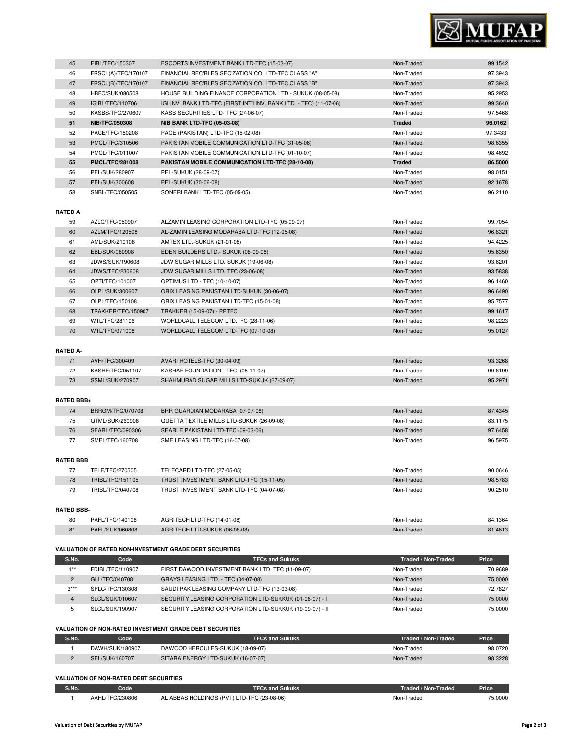| 45 | EIBL/TFC/150307 | ESCORTS INVESTMENT BANK LTD-TFC (15-03-07) | Non-Traded | 99.1542 |
|---|---|---|---|---|
| 46 | FRSCL(A)/TFC/170107 | FINANCIAL REC'BLES SEC'ZATION CO. LTD-TFC CLASS "A" | Non-Traded | 97.3943 |
| 47 | FRSCL(B)/TFC/170107 | FINANCIAL REC'BLES SEC'ZATION CO. LTD-TFC CLASS "B" | Non-Traded | 97.3943 |
| 48 | HBFC/SUK/080508 | HOUSE BUILDING FINANCE CORPORATION LTD - SUKUK (08-05-08) | Non-Traded | 95.2953 |
| 49 | IGIBL/TFC/110706 | IGI INV. BANK LTD-TFC (FIRST INT'l INV. BANK LTD. - TFC) (11-07-06) | Non-Traded | 99.3640 |
| 50 | KASBS/TFC/270607 | KASB SECURITIES LTD- TFC (27-06-07) | Non-Traded | 97.5468 |
| **51** | **NIB/TFC/050308** | **NIB BANK LTD-TFC (05-03-08)** | **Traded** | **96.0162** |
| 52 | PACE/TFC/150208 | PACE (PAKISTAN) LTD-TFC (15-02-08) | Non-Traded | 97.3433 |
| 53 | PMCL/TFC/310506 | PAKISTAN MOBILE COMMUNICATION LTD-TFC (31-05-06) | Non-Traded | 98.6355 |
| 54 | PMCL/TFC/011007 | PAKISTAN MOBILE COMMUNICATION LTD-TFC (01-10-07) | Non-Traded | 98.4692 |
| **55** | **PMCL/TFC/281008** | **PAKISTAN MOBILE COMMUNICATION LTD-TFC (28-10-08)** | **Traded** | **86.5000** |
| 56 | PEL/SUK/280907 | PEL-SUKUK (28-09-07) | Non-Traded | 98.0151 |
| 57 | PEL/SUK/300608 | PEL-SUKUK (30-06-08) | Non-Traded | 92.1678 |
| 58 | SNBL/TFC/050505 | SONERI BANK LTD-TFC (05-05-05) | Non-Traded | 96.2110 |

**RATED A**

| 59 | AZLC/TFC/050907 | ALZAMIN LEASING CORPORATION LTD-TFC (05-09-07) | Non-Traded | 99.7054 |
|---|---|---|---|---|
| 60 | AZLM/TFC/120508 | AL-ZAMIN LEASING MODARABA LTD-TFC (12-05-08) | Non-Traded | 96.8321 |
| 61 | AML/SUK/210108 | AMTEX LTD.-SUKUK (21-01-08) | Non-Traded | 94.4225 |
| 62 | EBL/SUK/080908 | EDEN BUILDERS LTD.- SUKUK (08-09-08) | Non-Traded | 95.6350 |
| 63 | JDWS/SUK/190608 | JDW SUGAR MILLS LTD. SUKUK (19-06-08) | Non-Traded | 93.6201 |
| 64 | JDWS/TFC/230608 | JDW SUGAR MILLS LTD. TFC (23-06-08) | Non-Traded | 93.5838 |
| 65 | OPTI/TFC/101007 | OPTIMUS LTD - TFC (10-10-07) | Non-Traded | 96.1460 |
| 66 | OLPL/SUK/300607 | ORIX LEASING PAKISTAN LTD-SUKUK (30-06-07) | Non-Traded | 96.6490 |
| 67 | OLPL/TFC/150108 | ORIX LEASING PAKISTAN LTD-TFC (15-01-08) | Non-Traded | 95.7577 |
| 68 | TRAKKER/TFC/150907 | TRAKKER (15-09-07) - PPTFC | Non-Traded | 99.1617 |
| 69 | WTL/TFC/281106 | WORLDCALL TELECOM LTD.TFC (28-11-06) | Non-Traded | 98.2223 |
| 70 | WTL/TFC/071008 | WORLDCALL TELECOM LTD-TFC (07-10-08) | Non-Traded | 95.0127 |

**RATED A-**

| 71 | AVH/TFC/300409 | AVARI HOTELS-TFC (30-04-09) | Non-Traded | 93.3268 |
|---|---|---|---|---|
| 72 | KASHF/TFC/051107 | KASHAF FOUNDATION - TFC (05-11-07) | Non-Traded | 99.8199 |
| 73 | SSML/SUK/270907 | SHAHMURAD SUGAR MILLS LTD-SUKUK (27-09-07) | Non-Traded | 95.2971 |

**RATED BBB+**

| 74 | BRRGM/TFC/070708 | BRR GUARDIAN MODARABA (07-07-08) | Non-Traded | 87.4345 |
|---|---|---|---|---|
| 75 | QTML/SUK/260908 | QUETTA TEXTILE MILLS LTD-SUKUK (26-09-08) | Non-Traded | 83.1175 |
| 76 | SEARL/TFC/090306 | SEARLE PAKISTAN LTD-TFC (09-03-06) | Non-Traded | 97.6458 |
| 77 | SMEL/TFC/160708 | SME LEASING LTD-TFC (16-07-08) | Non-Traded | 96.5975 |

**RATED BBB**

| 77 | TELE/TFC/270505 | TELECARD LTD-TFC (27-05-05) | Non-Traded | 90.0646 |
|---|---|---|---|---|
| 78 | TRIBL/TFC/151105 | TRUST INVESTMENT BANK LTD-TFC (15-11-05) | Non-Traded | 98.5783 |
| 79 | TRIBL/TFC/040708 | TRUST INVESTMENT BANK LTD-TFC (04-07-08) | Non-Traded | 90.2510 |

**RATED BBB-**

| 80 | PAFL/TFC/140108 | AGRITECH LTD-TFC (14-01-08) | Non-Traded | 84.1364 |
|---|---|---|---|---|
| 81 | PAFL/SUK/060808 | AGRITECH LTD-SUKUK (06-08-08) | Non-Traded | 81.4613 |

**VALUATION OF RATED NON-INVESTMENT GRADE DEBT SECURITIES**

| S.No. | Code | TFCs and Sukuks | Traded / Non-Traded | Price |
|---|---|---|---|---|
| 1** | FDIBL/TFC/110907 | FIRST DAWOOD INVESTMENT BANK LTD. TFC (11-09-07) | Non-Traded | 70.9689 |
| 2 | GLL/TFC/040708 | GRAYS LEASING LTD. - TFC (04-07-08) | Non-Traded | 75.0000 |
| 3*** | SPLC/TFC/130308 | SAUDI PAK LEASING COMPANY LTD-TFC (13-03-08) | Non-Traded | 72.7827 |
| 4 | SLCL/SUK/010607 | SECURITY LEASING CORPORATION LTD-SUKKUK (01-06-07) - I | Non-Traded | 75.0000 |
| 5 | SLCL/SUK/190907 | SECURITY LEASING CORPORATION LTD-SUKKUK (19-09-07) - II | Non-Traded | 75.0000 |

**VALUATION OF NON-RATED INVESTMENT GRADE DEBT SECURITIES**

| S.No. | Code | TFCs and Sukuks | Traded / Non-Traded | Price |
|---|---|---|---|---|
| 1 | DAWH/SUK/180907 | DAWOOD HERCULES-SUKUK (18-09-07) | Non-Traded | 98.0720 |
| 2 | SEL/SUK/160707 | SITARA ENERGY LTD-SUKUK (16-07-07) | Non-Traded | 98.3228 |

**VALUATION OF NON-RATED DEBT SECURITIES**

| S.No. | Code | TFCs and Sukuks | Traded / Non-Traded | Price |
|---|---|---|---|---|
| 1 | AAHL/TFC/230806 | AL ABBAS HOLDINGS (PVT) LTD-TFC (23-08-06) | Non-Traded | 75.0000 |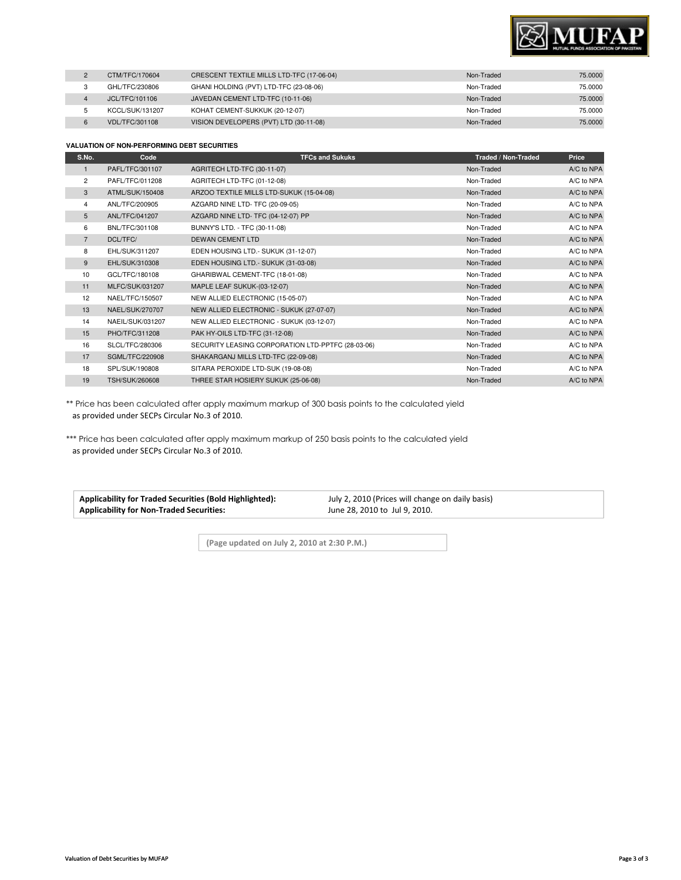| | | | | |
|---|---|---|---|---|
| 2 | CTM/TFC/170604 | CRESCENT TEXTILE MILLS LTD-TFC (17-06-04) | Non-Traded | 75.0000 |
| 3 | GHL/TFC/230806 | GHANI HOLDING (PVT) LTD-TFC (23-08-06) | Non-Traded | 75.0000 |
| 4 | JCL/TFC/101106 | JAVEDAN CEMENT LTD-TFC (10-11-06) | Non-Traded | 75.0000 |
| 5 | KCCL/SUK/131207 | KOHAT CEMENT-SUKKUK (20-12-07) | Non-Traded | 75.0000 |
| 6 | VDL/TFC/301108 | VISION DEVELOPERS (PVT) LTD (30-11-08) | Non-Traded | 75.0000 |

**VALUATION OF NON-PERFORMING DEBT SECURITIES**

| S.No. | Code | TFCs and Sukuks | Traded / Non-Traded | Price |
|---|---|---|---|---|
| 1 | PAFL/TFC/301107 | AGRITECH LTD-TFC (30-11-07) | Non-Traded | A/C to NPA |
| 2 | PAFL/TFC/011208 | AGRITECH LTD-TFC (01-12-08) | Non-Traded | A/C to NPA |
| 3 | ATML/SUK/150408 | ARZOO TEXTILE MILLS LTD-SUKUK (15-04-08) | Non-Traded | A/C to NPA |
| 4 | ANL/TFC/200905 | AZGARD NINE LTD- TFC (20-09-05) | Non-Traded | A/C to NPA |
| 5 | ANL/TFC/041207 | AZGARD NINE LTD- TFC (04-12-07) PP | Non-Traded | A/C to NPA |
| 6 | BNL/TFC/301108 | BUNNY'S LTD. - TFC (30-11-08) | Non-Traded | A/C to NPA |
| 7 | DCL/TFC/ | DEWAN CEMENT LTD | Non-Traded | A/C to NPA |
| 8 | EHL/SUK/311207 | EDEN HOUSING LTD.- SUKUK (31-12-07) | Non-Traded | A/C to NPA |
| 9 | EHL/SUK/310308 | EDEN HOUSING LTD.- SUKUK (31-03-08) | Non-Traded | A/C to NPA |
| 10 | GCL/TFC/180108 | GHARIBWAL CEMENT-TFC (18-01-08) | Non-Traded | A/C to NPA |
| 11 | MLFC/SUK/031207 | MAPLE LEAF SUKUK-(03-12-07) | Non-Traded | A/C to NPA |
| 12 | NAEL/TFC/150507 | NEW ALLIED ELECTRONIC (15-05-07) | Non-Traded | A/C to NPA |
| 13 | NAEL/SUK/270707 | NEW ALLIED ELECTRONIC - SUKUK (27-07-07) | Non-Traded | A/C to NPA |
| 14 | NAEIL/SUK/031207 | NEW ALLIED ELECTRONIC - SUKUK (03-12-07) | Non-Traded | A/C to NPA |
| 15 | PHO/TFC/311208 | PAK HY-OILS LTD-TFC (31-12-08) | Non-Traded | A/C to NPA |
| 16 | SLCL/TFC/280306 | SECURITY LEASING CORPORATION LTD-PPTFC (28-03-06) | Non-Traded | A/C to NPA |
| 17 | SGML/TFC/220908 | SHAKARGANJ MILLS LTD-TFC (22-09-08) | Non-Traded | A/C to NPA |
| 18 | SPL/SUK/190808 | SITARA PEROXIDE LTD-SUK (19-08-08) | Non-Traded | A/C to NPA |
| 19 | TSH/SUK/260608 | THREE STAR HOSIERY SUKUK (25-06-08) | Non-Traded | A/C to NPA |

** Price has been calculated after apply maximum markup of 300 basis points to the calculated yield as provided under SECPs Circular No.3 of 2010.

*** Price has been calculated after apply maximum markup of 250 basis points to the calculated yield as provided under SECPs Circular No.3 of 2010.

| | |
|---|---|
| **Applicability for Traded Securities (Bold Highlighted):** | July 2, 2010 (Prices will change on daily basis) |
| **Applicability for Non-Traded Securities:** | June 28, 2010 to Jul 9, 2010. |

**(Page updated on July 2, 2010 at 2:30 P.M.)**